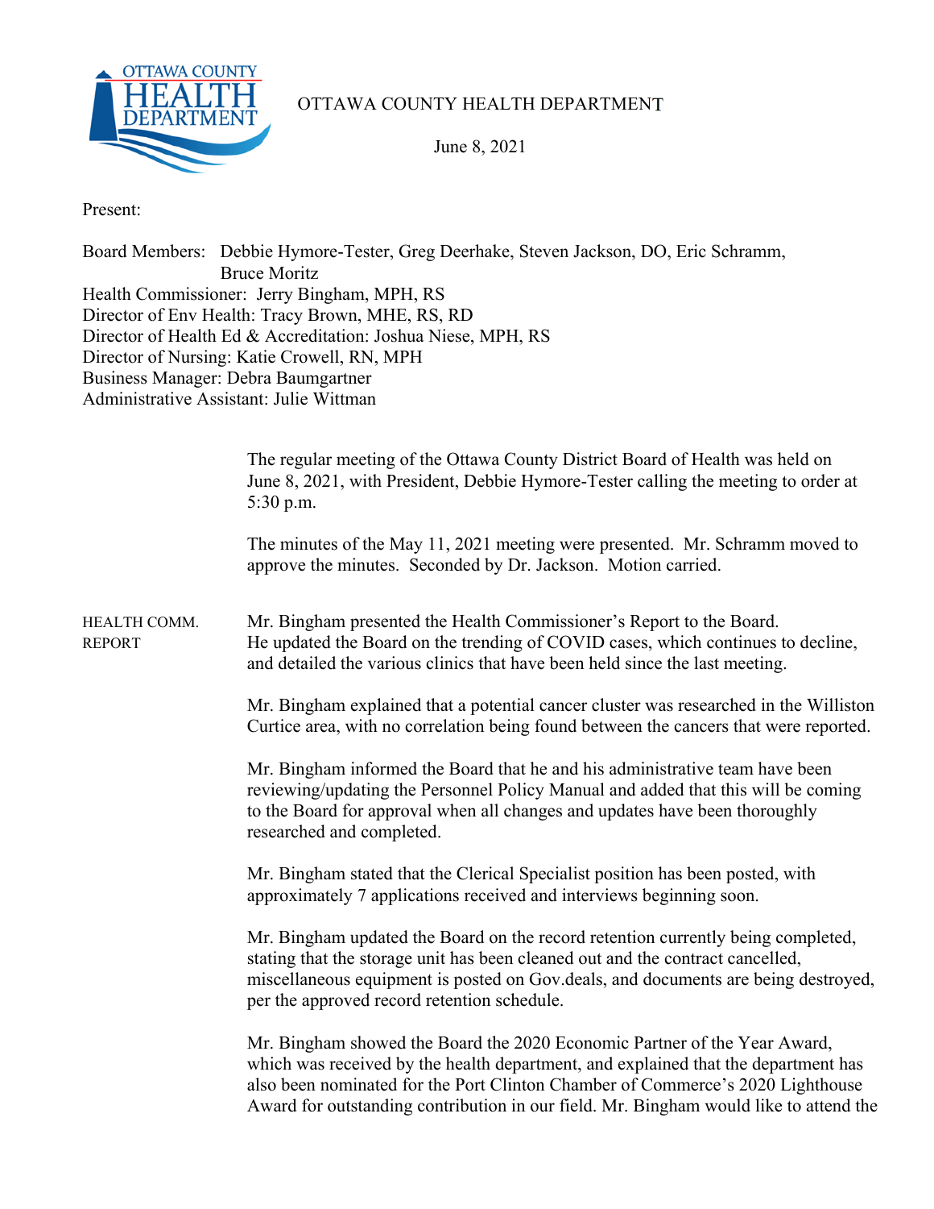# OTTAWA COUNTY HEALTH DEPARTMENT

June 8, 2021

Present:

Board Members: Debbie Hymore-Tester, Greg Deerhake, Steven Jackson, DO, Eric Schramm, Bruce Moritz
Health Commissioner: Jerry Bingham, MPH, RS
Director of Env Health: Tracy Brown, MHE, RS, RD
Director of Health Ed & Accreditation: Joshua Niese, MPH, RS
Director of Nursing: Katie Crowell, RN, MPH
Business Manager: Debra Baumgartner
Administrative Assistant: Julie Wittman

The regular meeting of the Ottawa County District Board of Health was held on June 8, 2021, with President, Debbie Hymore-Tester calling the meeting to order at 5:30 p.m.

The minutes of the May 11, 2021 meeting were presented. Mr. Schramm moved to approve the minutes. Seconded by Dr. Jackson. Motion carried.

**HEALTH COMM. REPORT**

Mr. Bingham presented the Health Commissioner's Report to the Board. He updated the Board on the trending of COVID cases, which continues to decline, and detailed the various clinics that have been held since the last meeting.

Mr. Bingham explained that a potential cancer cluster was researched in the Williston Curtice area, with no correlation being found between the cancers that were reported.

Mr. Bingham informed the Board that he and his administrative team have been reviewing/updating the Personnel Policy Manual and added that this will be coming to the Board for approval when all changes and updates have been thoroughly researched and completed.

Mr. Bingham stated that the Clerical Specialist position has been posted, with approximately 7 applications received and interviews beginning soon.

Mr. Bingham updated the Board on the record retention currently being completed, stating that the storage unit has been cleaned out and the contract cancelled, miscellaneous equipment is posted on Gov.deals, and documents are being destroyed, per the approved record retention schedule.

Mr. Bingham showed the Board the 2020 Economic Partner of the Year Award, which was received by the health department, and explained that the department has also been nominated for the Port Clinton Chamber of Commerce's 2020 Lighthouse Award for outstanding contribution in our field. Mr. Bingham would like to attend the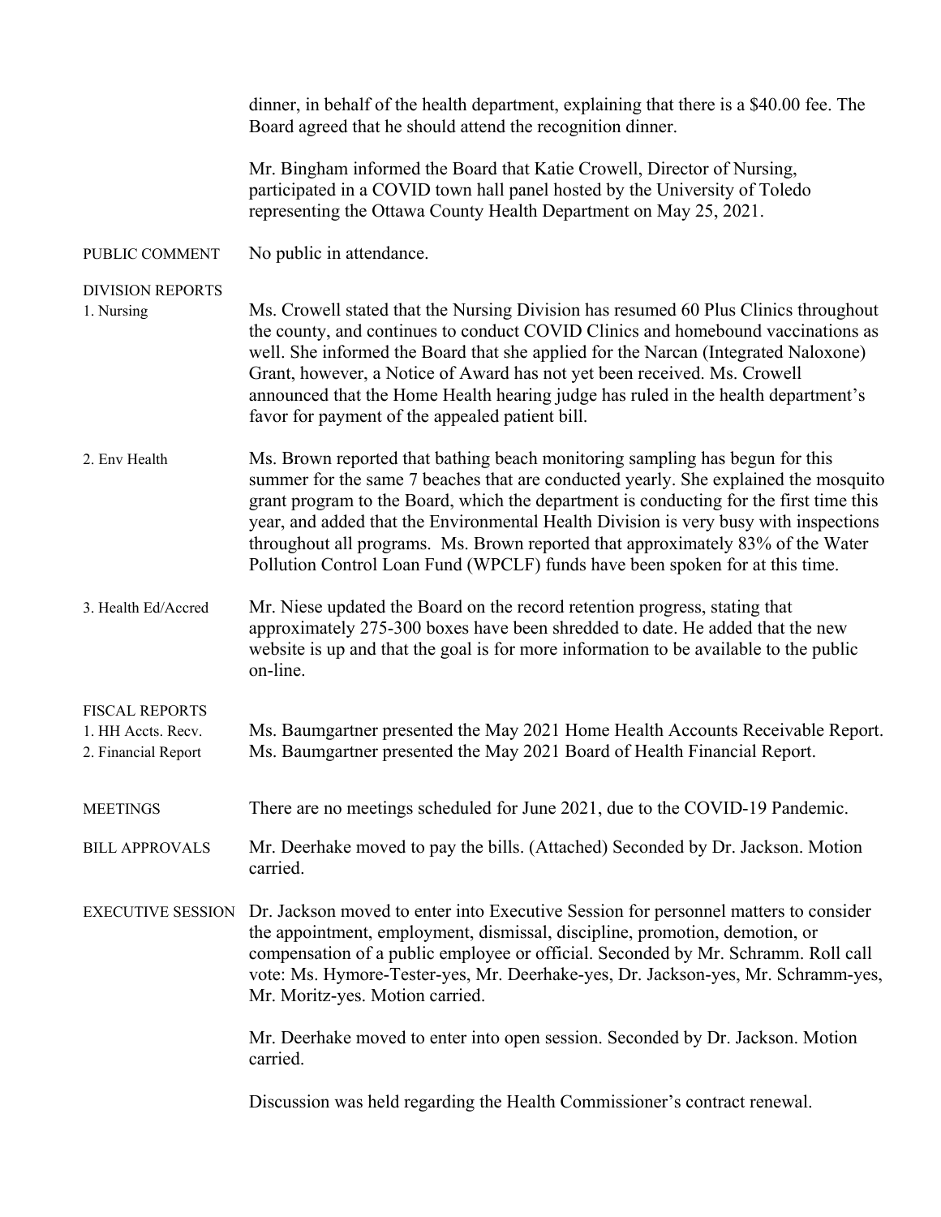dinner, in behalf of the health department, explaining that there is a $40.00 fee. The Board agreed that he should attend the recognition dinner.

Mr. Bingham informed the Board that Katie Crowell, Director of Nursing, participated in a COVID town hall panel hosted by the University of Toledo representing the Ottawa County Health Department on May 25, 2021.

PUBLIC COMMENT — No public in attendance.

DIVISION REPORTS

1. Nursing — Ms. Crowell stated that the Nursing Division has resumed 60 Plus Clinics throughout the county, and continues to conduct COVID Clinics and homebound vaccinations as well. She informed the Board that she applied for the Narcan (Integrated Naloxone) Grant, however, a Notice of Award has not yet been received. Ms. Crowell announced that the Home Health hearing judge has ruled in the health department's favor for payment of the appealed patient bill.

2. Env Health — Ms. Brown reported that bathing beach monitoring sampling has begun for this summer for the same 7 beaches that are conducted yearly. She explained the mosquito grant program to the Board, which the department is conducting for the first time this year, and added that the Environmental Health Division is very busy with inspections throughout all programs. Ms. Brown reported that approximately 83% of the Water Pollution Control Loan Fund (WPCLF) funds have been spoken for at this time.

3. Health Ed/Accred — Mr. Niese updated the Board on the record retention progress, stating that approximately 275-300 boxes have been shredded to date. He added that the new website is up and that the goal is for more information to be available to the public on-line.

FISCAL REPORTS

1. HH Accts. Recv. — Ms. Baumgartner presented the May 2021 Home Health Accounts Receivable Report.
2. Financial Report — Ms. Baumgartner presented the May 2021 Board of Health Financial Report.

MEETINGS — There are no meetings scheduled for June 2021, due to the COVID-19 Pandemic.

BILL APPROVALS — Mr. Deerhake moved to pay the bills. (Attached) Seconded by Dr. Jackson. Motion carried.

EXECUTIVE SESSION — Dr. Jackson moved to enter into Executive Session for personnel matters to consider the appointment, employment, dismissal, discipline, promotion, demotion, or compensation of a public employee or official. Seconded by Mr. Schramm. Roll call vote: Ms. Hymore-Tester-yes, Mr. Deerhake-yes, Dr. Jackson-yes, Mr. Schramm-yes, Mr. Moritz-yes. Motion carried.

Mr. Deerhake moved to enter into open session. Seconded by Dr. Jackson. Motion carried.

Discussion was held regarding the Health Commissioner's contract renewal.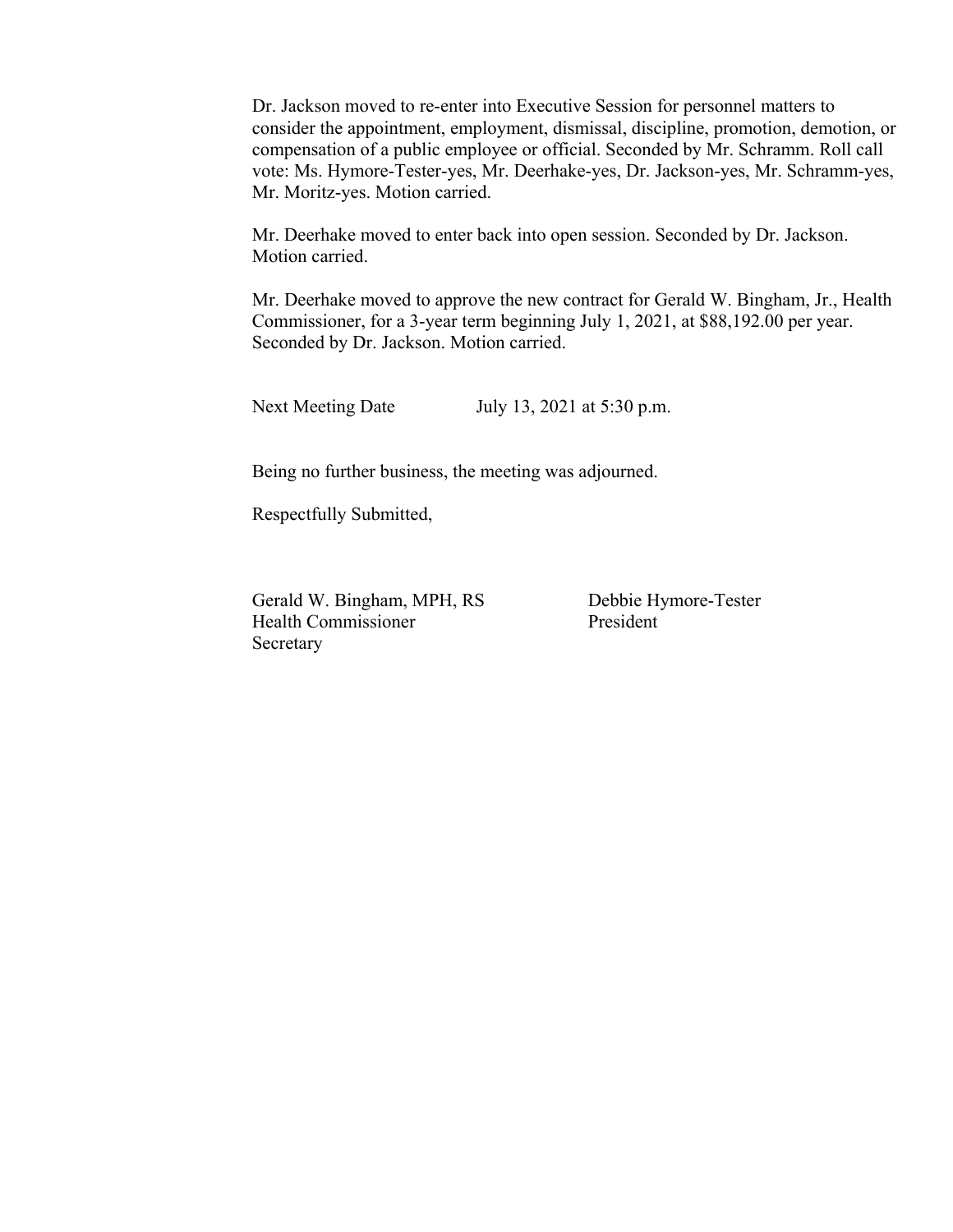Dr. Jackson moved to re-enter into Executive Session for personnel matters to consider the appointment, employment, dismissal, discipline, promotion, demotion, or compensation of a public employee or official. Seconded by Mr. Schramm. Roll call vote: Ms. Hymore-Tester-yes, Mr. Deerhake-yes, Dr. Jackson-yes, Mr. Schramm-yes, Mr. Moritz-yes. Motion carried.

Mr. Deerhake moved to enter back into open session. Seconded by Dr. Jackson. Motion carried.

Mr. Deerhake moved to approve the new contract for Gerald W. Bingham, Jr., Health Commissioner, for a 3-year term beginning July 1, 2021, at $88,192.00 per year. Seconded by Dr. Jackson. Motion carried.

Next Meeting Date July 13, 2021 at 5:30 p.m.

Being no further business, the meeting was adjourned.

Respectfully Submitted,

Gerald W. Bingham, MPH, RS
Health Commissioner
Secretary

Debbie Hymore-Tester
President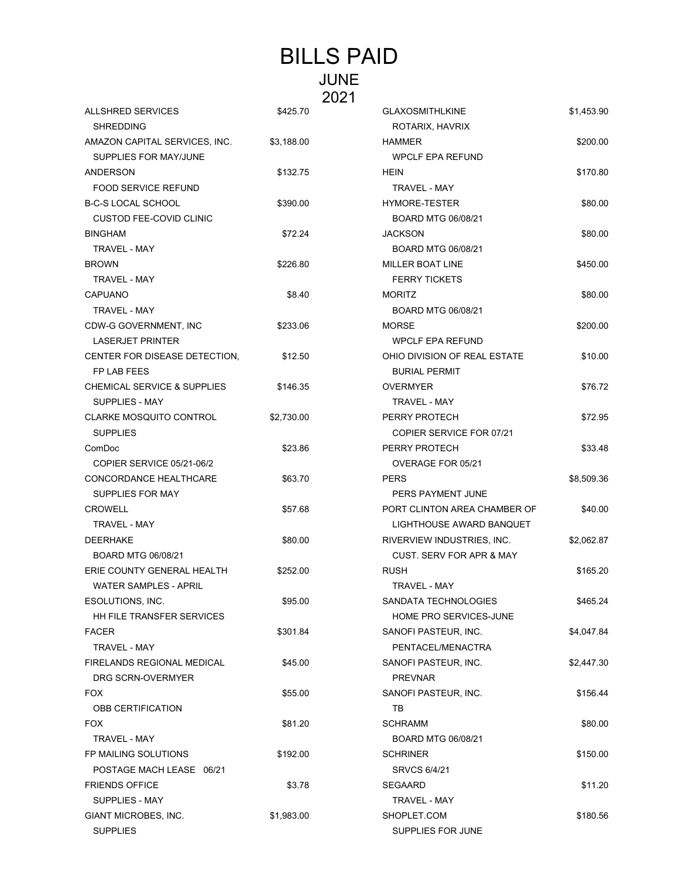# BILLS PAID

## JUNE
## 2021

| Vendor / Description | Amount |
|---|---|
| ALLSHRED SERVICES<br>SHREDDING | $425.70 |
| AMAZON CAPITAL SERVICES, INC.<br>SUPPLIES FOR MAY/JUNE | $3,188.00 |
| ANDERSON<br>FOOD SERVICE REFUND | $132.75 |
| B-C-S LOCAL SCHOOL<br>CUSTOD FEE-COVID CLINIC | $390.00 |
| BINGHAM<br>TRAVEL - MAY | $72.24 |
| BROWN<br>TRAVEL - MAY | $226.80 |
| CAPUANO<br>TRAVEL - MAY | $8.40 |
| CDW-G GOVERNMENT, INC<br>LASERJET PRINTER | $233.06 |
| CENTER FOR DISEASE DETECTION,<br>FP LAB FEES | $12.50 |
| CHEMICAL SERVICE & SUPPLIES<br>SUPPLIES - MAY | $146.35 |
| CLARKE MOSQUITO CONTROL<br>SUPPLIES | $2,730.00 |
| ComDoc<br>COPIER SERVICE 05/21-06/2 | $23.86 |
| CONCORDANCE HEALTHCARE<br>SUPPLIES FOR MAY | $63.70 |
| CROWELL<br>TRAVEL - MAY | $57.68 |
| DEERHAKE<br>BOARD MTG 06/08/21 | $80.00 |
| ERIE COUNTY GENERAL HEALTH<br>WATER SAMPLES - APRIL | $252.00 |
| ESOLUTIONS, INC.<br>HH FILE TRANSFER SERVICES | $95.00 |
| FACER<br>TRAVEL - MAY | $301.84 |
| FIRELANDS REGIONAL MEDICAL<br>DRG SCRN-OVERMYER | $45.00 |
| FOX<br>OBB CERTIFICATION | $55.00 |
| FOX<br>TRAVEL - MAY | $81.20 |
| FP MAILING SOLUTIONS<br>POSTAGE MACH LEASE 06/21 | $192.00 |
| FRIENDS OFFICE<br>SUPPLIES - MAY | $3.78 |
| GIANT MICROBES, INC.<br>SUPPLIES | $1,983.00 |
| GLAXOSMITHLKINE<br>ROTARIX, HAVRIX | $1,453.90 |
| HAMMER<br>WPCLF EPA REFUND | $200.00 |
| HEIN<br>TRAVEL - MAY | $170.80 |
| HYMORE-TESTER<br>BOARD MTG 06/08/21 | $80.00 |
| JACKSON<br>BOARD MTG 06/08/21 | $80.00 |
| MILLER BOAT LINE<br>FERRY TICKETS | $450.00 |
| MORITZ<br>BOARD MTG 06/08/21 | $80.00 |
| MORSE<br>WPCLF EPA REFUND | $200.00 |
| OHIO DIVISION OF REAL ESTATE<br>BURIAL PERMIT | $10.00 |
| OVERMYER<br>TRAVEL - MAY | $76.72 |
| PERRY PROTECH<br>COPIER SERVICE FOR 07/21 | $72.95 |
| PERRY PROTECH<br>OVERAGE FOR 05/21 | $33.48 |
| PERS<br>PERS PAYMENT JUNE | $8,509.36 |
| PORT CLINTON AREA CHAMBER OF<br>LIGHTHOUSE AWARD BANQUET | $40.00 |
| RIVERVIEW INDUSTRIES, INC.<br>CUST. SERV FOR APR & MAY | $2,062.87 |
| RUSH<br>TRAVEL - MAY | $165.20 |
| SANDATA TECHNOLOGIES<br>HOME PRO SERVICES-JUNE | $465.24 |
| SANOFI PASTEUR, INC.<br>PENTACEL/MENACTRA | $4,047.84 |
| SANOFI PASTEUR, INC.<br>PREVNAR | $2,447.30 |
| SANOFI PASTEUR, INC.<br>TB | $156.44 |
| SCHRAMM<br>BOARD MTG 06/08/21 | $80.00 |
| SCHRINER<br>SRVCS 6/4/21 | $150.00 |
| SEGAARD<br>TRAVEL - MAY | $11.20 |
| SHOPLET.COM<br>SUPPLIES FOR JUNE | $180.56 |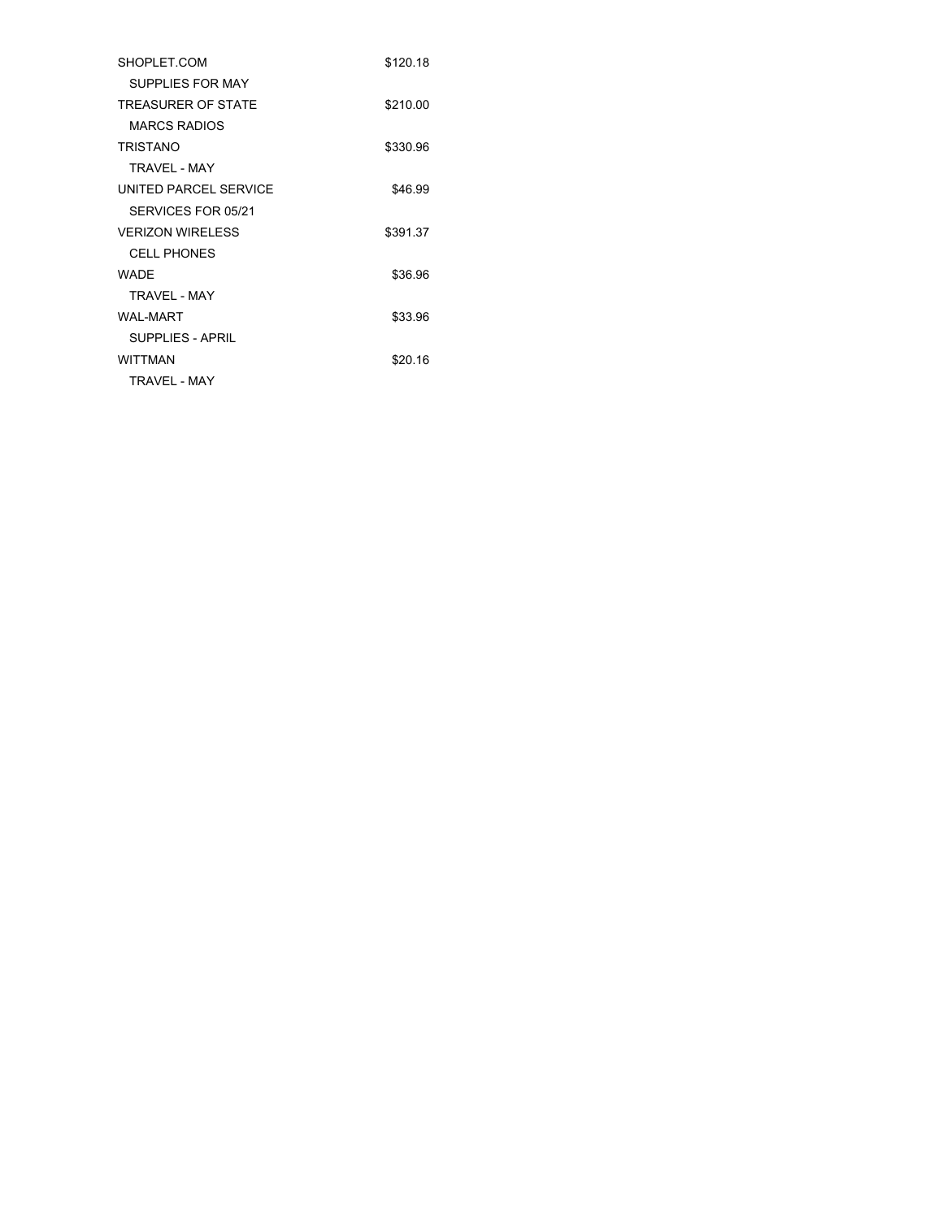| | |
|---|---|
| SHOPLET.COM | $120.18 |
| SUPPLIES FOR MAY | |
| TREASURER OF STATE | $210.00 |
| MARCS RADIOS | |
| TRISTANO | $330.96 |
| TRAVEL - MAY | |
| UNITED PARCEL SERVICE | $46.99 |
| SERVICES FOR 05/21 | |
| VERIZON WIRELESS | $391.37 |
| CELL PHONES | |
| WADE | $36.96 |
| TRAVEL - MAY | |
| WAL-MART | $33.96 |
| SUPPLIES - APRIL | |
| WITTMAN | $20.16 |
| TRAVEL - MAY | |